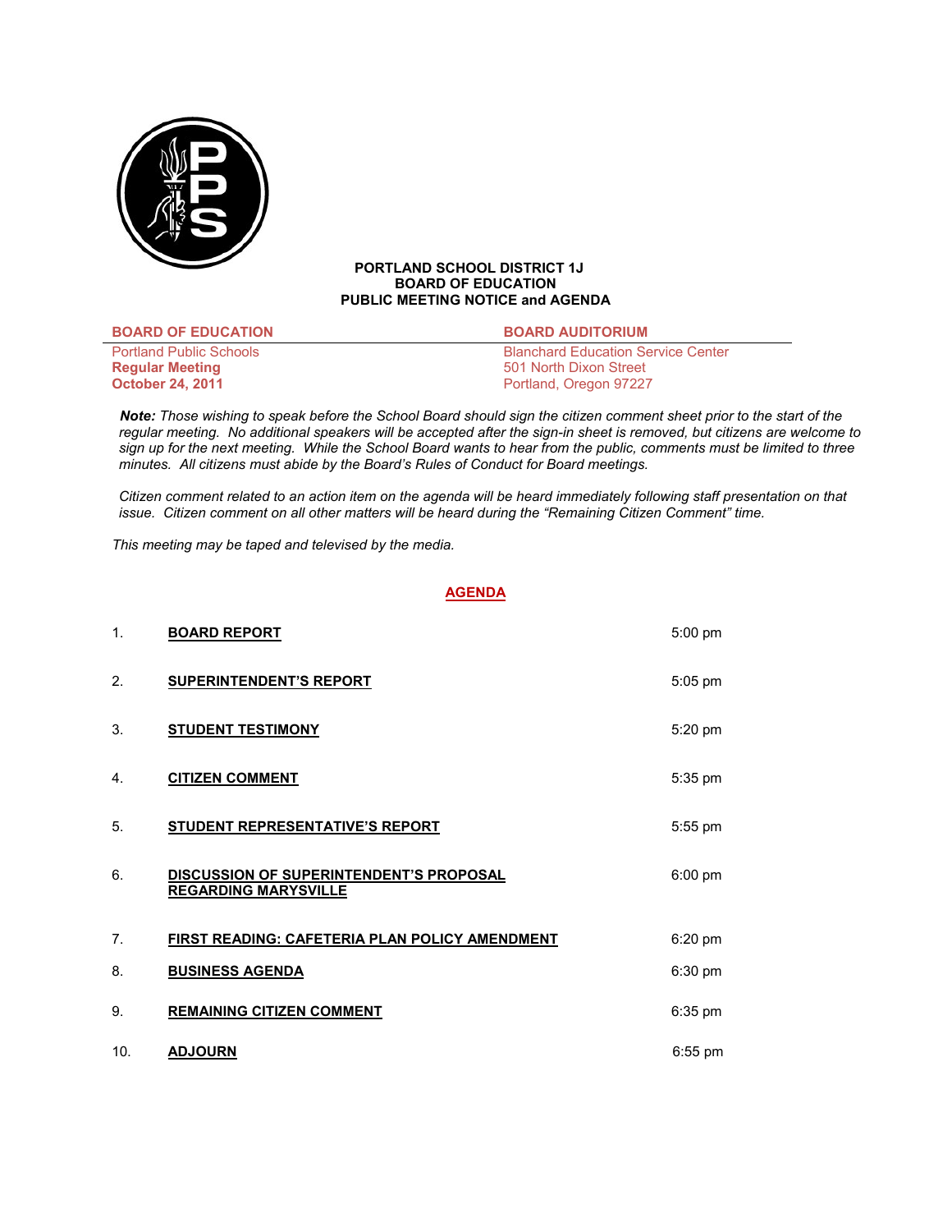**PORTLAND SCHOOL DISTRICT 1J**
**BOARD OF EDUCATION**
**PUBLIC MEETING NOTICE and AGENDA**

| **BOARD OF EDUCATION** | **BOARD AUDITORIUM** |
|---|---|
| Portland Public Schools | Blanchard Education Service Center |
| **Regular Meeting** | 501 North Dixon Street |
| **October 24, 2011** | Portland, Oregon 97227 |

***Note:*** *Those wishing to speak before the School Board should sign the citizen comment sheet prior to the start of the regular meeting. No additional speakers will be accepted after the sign-in sheet is removed, but citizens are welcome to sign up for the next meeting. While the School Board wants to hear from the public, comments must be limited to three minutes. All citizens must abide by the Board's Rules of Conduct for Board meetings.*

*Citizen comment related to an action item on the agenda will be heard immediately following staff presentation on that issue. Citizen comment on all other matters will be heard during the "Remaining Citizen Comment" time.*

*This meeting may be taped and televised by the media.*

## AGENDA

| | | |
|---|---|---|
| 1. | **BOARD REPORT** | 5:00 pm |
| 2. | **SUPERINTENDENT'S REPORT** | 5:05 pm |
| 3. | **STUDENT TESTIMONY** | 5:20 pm |
| 4. | **CITIZEN COMMENT** | 5:35 pm |
| 5. | **STUDENT REPRESENTATIVE'S REPORT** | 5:55 pm |
| 6. | **DISCUSSION OF SUPERINTENDENT'S PROPOSAL REGARDING MARYSVILLE** | 6:00 pm |
| 7. | **FIRST READING: CAFETERIA PLAN POLICY AMENDMENT** | 6:20 pm |
| 8. | **BUSINESS AGENDA** | 6:30 pm |
| 9. | **REMAINING CITIZEN COMMENT** | 6:35 pm |
| 10. | **ADJOURN** | 6:55 pm |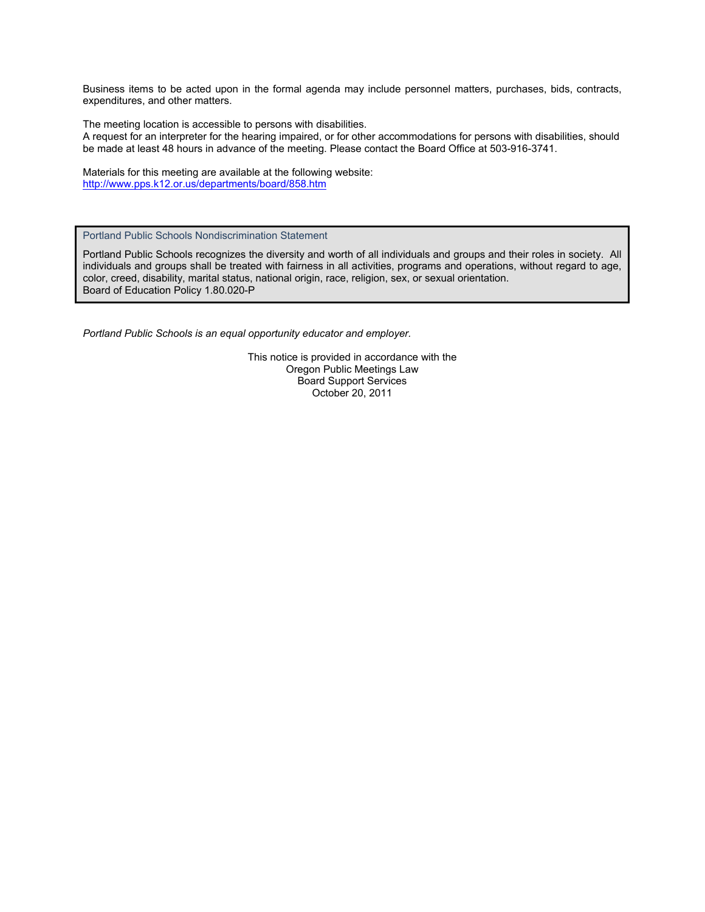Business items to be acted upon in the formal agenda may include personnel matters, purchases, bids, contracts, expenditures, and other matters.

The meeting location is accessible to persons with disabilities.
A request for an interpreter for the hearing impaired, or for other accommodations for persons with disabilities, should be made at least 48 hours in advance of the meeting. Please contact the Board Office at 503-916-3741.

Materials for this meeting are available at the following website:
http://www.pps.k12.or.us/departments/board/858.htm

> Portland Public Schools Nondiscrimination Statement
>
> Portland Public Schools recognizes the diversity and worth of all individuals and groups and their roles in society. All individuals and groups shall be treated with fairness in all activities, programs and operations, without regard to age, color, creed, disability, marital status, national origin, race, religion, sex, or sexual orientation.
> Board of Education Policy 1.80.020-P

*Portland Public Schools is an equal opportunity educator and employer.*

This notice is provided in accordance with the
Oregon Public Meetings Law
Board Support Services
October 20, 2011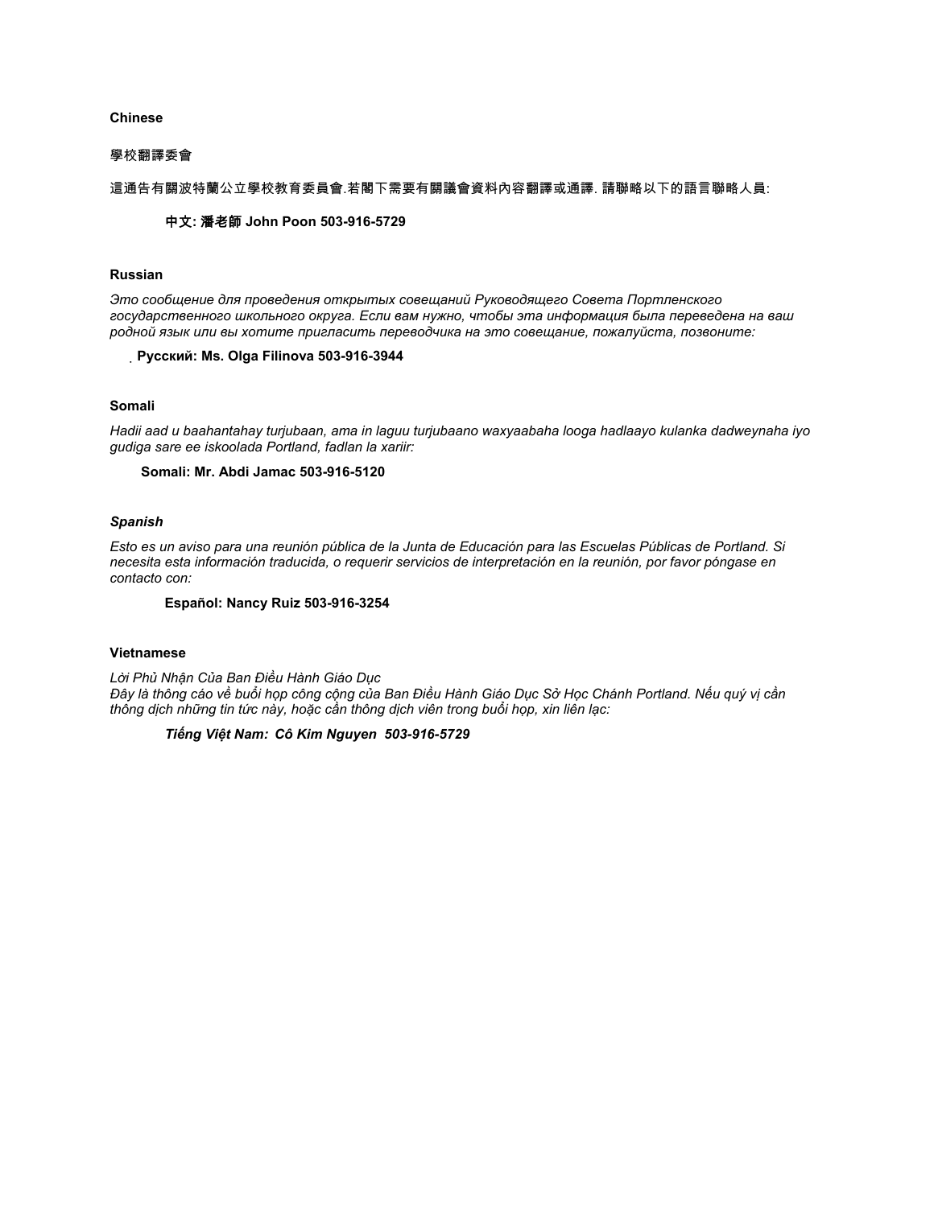**Chinese**

學校翻譯委會

這通告有關波特蘭公立學校教育委員會.若閣下需要有關議會資料內容翻譯或通譯. 請聯略以下的語言聯略人員:

**中文: 潘老師 John Poon 503-916-5729**

**Russian**

*Это сообщение для проведения открытых совещаний Руководящего Совета Портленского государственного школьного округа. Если вам нужно, чтобы эта информация была переведена на ваш родной язык или вы хотите пригласить переводчика на это совещание, пожалуйста, позвоните:*

**Русский: Ms. Olga Filinova 503-916-3944**

**Somali**

*Hadii aad u baahantahay turjubaan, ama in laguu turjubaano waxyaabaha looga hadlaayo kulanka dadweynaha iyo gudiga sare ee iskoolada Portland, fadlan la xariir:*

**Somali: Mr. Abdi Jamac 503-916-5120**

***Spanish***

*Esto es un aviso para una reunión pública de la Junta de Educación para las Escuelas Públicas de Portland. Si necesita esta información traducida, o requerir servicios de interpretación en la reunión, por favor póngase en contacto con:*

**Español: Nancy Ruiz 503-916-3254**

**Vietnamese**

*Lời Phủ Nhận Của Ban Điều Hành Giáo Dục*
*Đây là thông cáo về buổi họp công cộng của Ban Điều Hành Giáo Dục Sở Học Chánh Portland. Nếu quý vị cần thông dịch những tin tức này, hoặc cần thông dịch viên trong buổi họp, xin liên lạc:*

***Tiếng Việt Nam: Cô Kim Nguyen 503-916-5729***